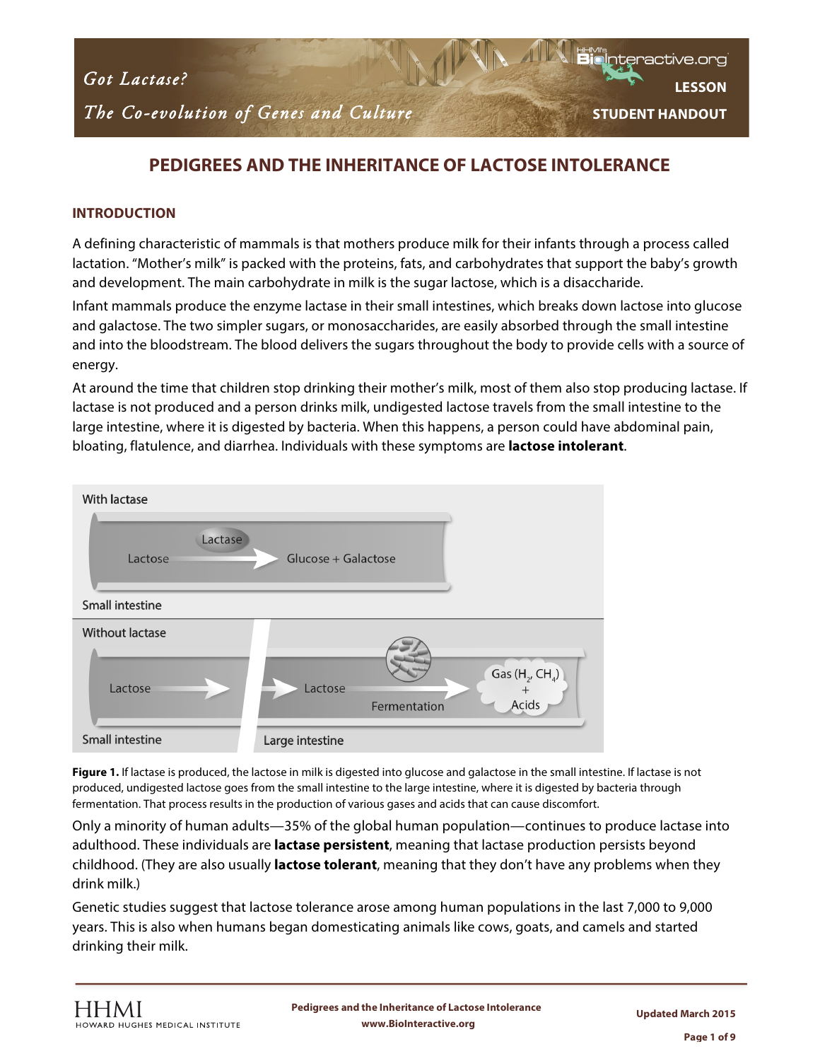# PEDIGREES AND THE INHERITANCE OF LACTOSE INTOLERANCE

## INTRODUCTION

A defining characteristic of mammals is that mothers produce milk for their infants through a process called lactation. "Mother's milk" is packed with the proteins, fats, and carbohydrates that support the baby's growth and development. The main carbohydrate in milk is the sugar lactose, which is a disaccharide.

Infant mammals produce the enzyme lactase in their small intestines, which breaks down lactose into glucose and galactose. The two simpler sugars, or monosaccharides, are easily absorbed through the small intestine and into the bloodstream. The blood delivers the sugars throughout the body to provide cells with a source of energy.

At around the time that children stop drinking their mother's milk, most of them also stop producing lactase. If lactase is not produced and a person drinks milk, undigested lactose travels from the small intestine to the large intestine, where it is digested by bacteria. When this happens, a person could have abdominal pain, bloating, flatulence, and diarrhea. Individuals with these symptoms are **lactose intolerant**.

With lactase

Lactase

Lactose → Glucose + Galactose

Small intestine

Without lactase

Lactose → Lactose → Fermentation → Gas ($H_2$, $CH_4$) + Acids

Small intestine | Large intestine

**Figure 1.** If lactase is produced, the lactose in milk is digested into glucose and galactose in the small intestine. If lactase is not produced, undigested lactose goes from the small intestine to the large intestine, where it is digested by bacteria through fermentation. That process results in the production of various gases and acids that can cause discomfort.

Only a minority of human adults—35% of the global human population—continues to produce lactase into adulthood. These individuals are **lactase persistent**, meaning that lactase production persists beyond childhood. (They are also usually **lactose tolerant**, meaning that they don't have any problems when they drink milk.)

Genetic studies suggest that lactose tolerance arose among human populations in the last 7,000 to 9,000 years. This is also when humans began domesticating animals like cows, goats, and camels and started drinking their milk.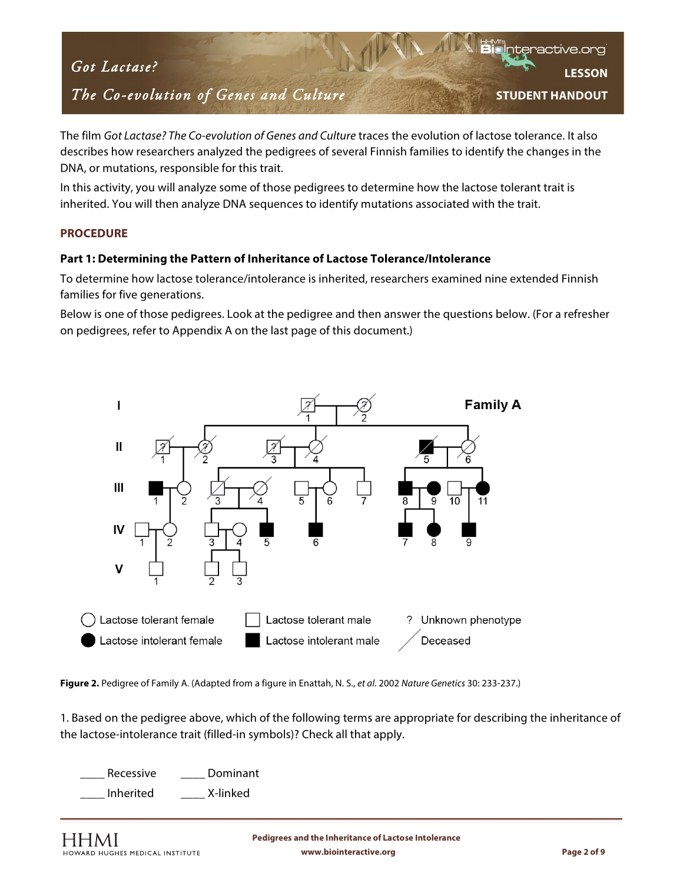The film *Got Lactase? The Co-evolution of Genes and Culture* traces the evolution of lactose tolerance. It also describes how researchers analyzed the pedigrees of several Finnish families to identify the changes in the DNA, or mutations, responsible for this trait.

In this activity, you will analyze some of those pedigrees to determine how the lactose tolerant trait is inherited. You will then analyze DNA sequences to identify mutations associated with the trait.

## PROCEDURE

### Part 1: Determining the Pattern of Inheritance of Lactose Tolerance/Intolerance

To determine how lactose tolerance/intolerance is inherited, researchers examined nine extended Finnish families for five generations.

Below is one of those pedigrees. Look at the pedigree and then answer the questions below. (For a refresher on pedigrees, refer to Appendix A on the last page of this document.)

**Figure 2.** Pedigree of Family A. (Adapted from a figure in Enattah, N. S., *et al.* 2002 *Nature Genetics* 30: 233-237.)

1. Based on the pedigree above, which of the following terms are appropriate for describing the inheritance of the lactose-intolerance trait (filled-in symbols)? Check all that apply.

____ Recessive ____ Dominant

____ Inherited ____ X-linked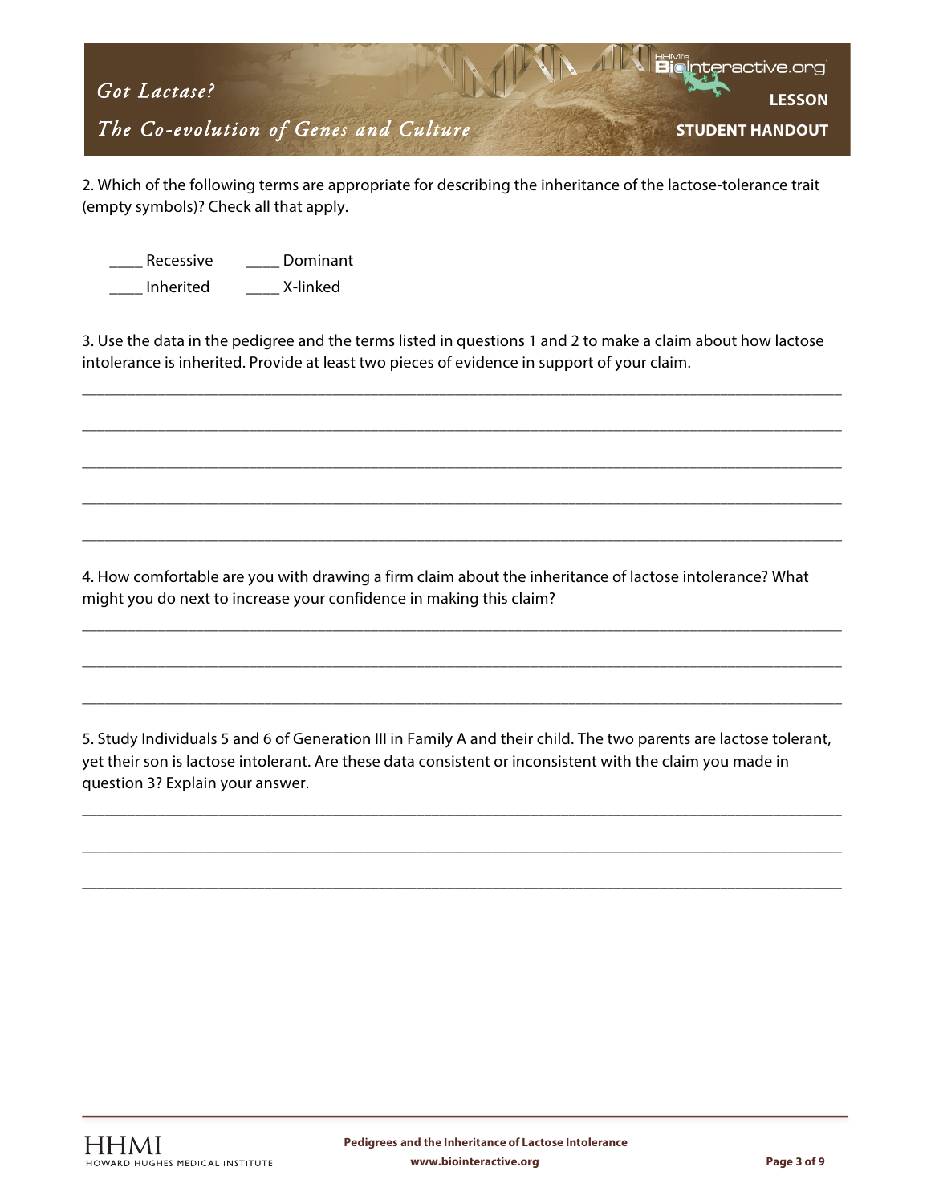2. Which of the following terms are appropriate for describing the inheritance of the lactose-tolerance trait (empty symbols)? Check all that apply.

____ Recessive ____ Dominant

____ Inherited ____ X-linked

3. Use the data in the pedigree and the terms listed in questions 1 and 2 to make a claim about how lactose intolerance is inherited. Provide at least two pieces of evidence in support of your claim.

_______________________________________________________________________________

_______________________________________________________________________________

_______________________________________________________________________________

_______________________________________________________________________________

_______________________________________________________________________________

4. How comfortable are you with drawing a firm claim about the inheritance of lactose intolerance? What might you do next to increase your confidence in making this claim?

_______________________________________________________________________________

_______________________________________________________________________________

_______________________________________________________________________________

5. Study Individuals 5 and 6 of Generation III in Family A and their child. The two parents are lactose tolerant, yet their son is lactose intolerant. Are these data consistent or inconsistent with the claim you made in question 3? Explain your answer.

_______________________________________________________________________________

_______________________________________________________________________________

_______________________________________________________________________________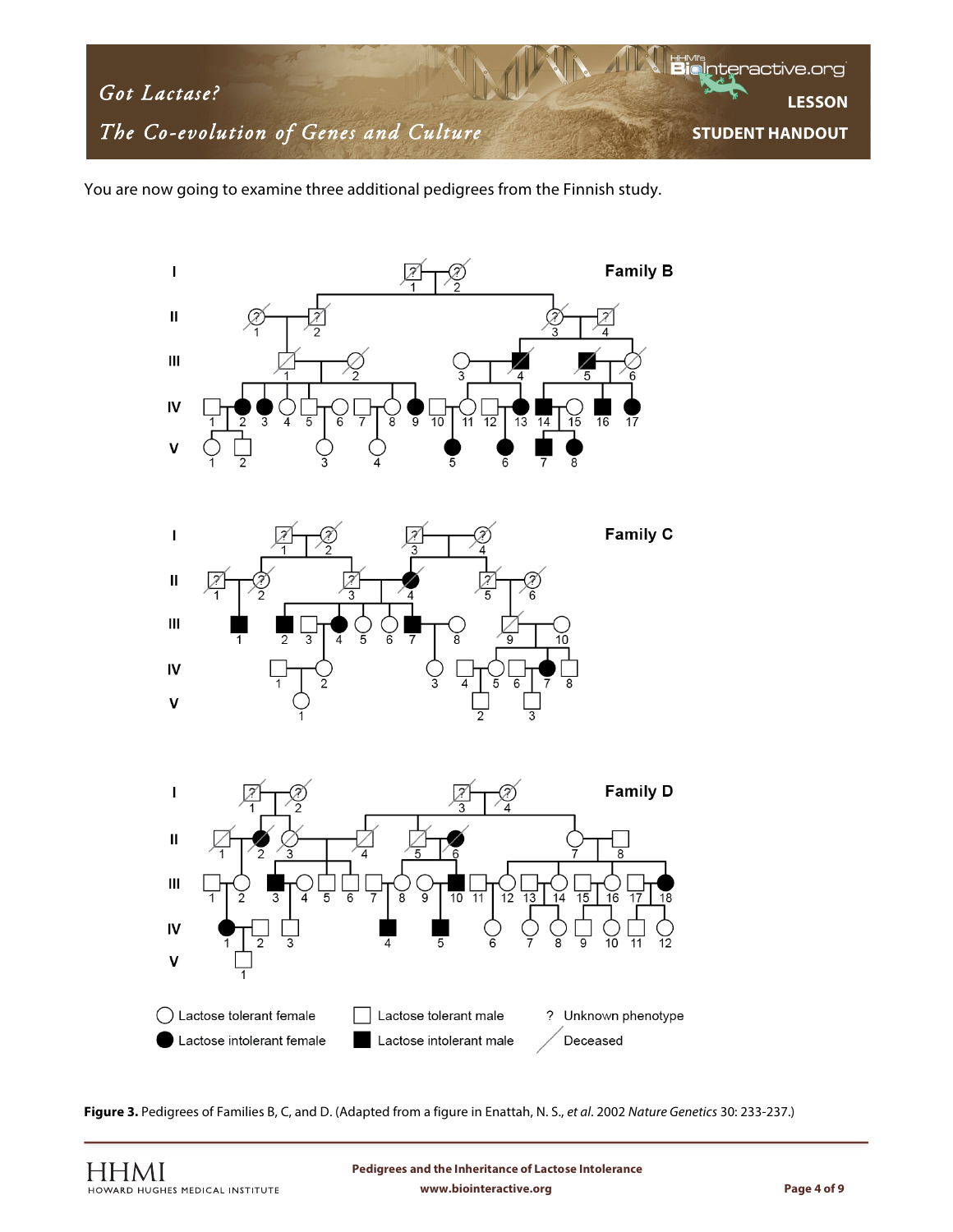You are now going to examine three additional pedigrees from the Finnish study.

Family B

Family C

Family D

Lactose tolerant female | Lactose tolerant male | ? Unknown phenotype

Lactose intolerant female | Lactose intolerant male | Deceased

**Figure 3.** Pedigrees of Families B, C, and D. (Adapted from a figure in Enattah, N. S., *et al.* 2002 *Nature Genetics* 30: 233-237.)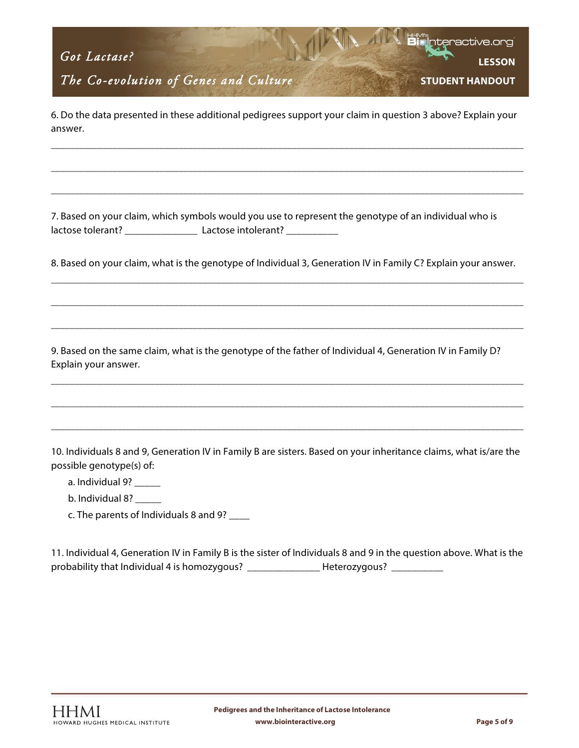6. Do the data presented in these additional pedigrees support your claim in question 3 above? Explain your answer.

_______________________________________________________________________________________________

_______________________________________________________________________________________________

_______________________________________________________________________________________________

7. Based on your claim, which symbols would you use to represent the genotype of an individual who is lactose tolerant? ______________ Lactose intolerant? __________

8. Based on your claim, what is the genotype of Individual 3, Generation IV in Family C? Explain your answer.

_______________________________________________________________________________________________

_______________________________________________________________________________________________

_______________________________________________________________________________________________

9. Based on the same claim, what is the genotype of the father of Individual 4, Generation IV in Family D? Explain your answer.

_______________________________________________________________________________________________

_______________________________________________________________________________________________

_______________________________________________________________________________________________

10. Individuals 8 and 9, Generation IV in Family B are sisters. Based on your inheritance claims, what is/are the possible genotype(s) of:

a. Individual 9? _____

b. Individual 8? _____

c. The parents of Individuals 8 and 9? ____

11. Individual 4, Generation IV in Family B is the sister of Individuals 8 and 9 in the question above. What is the probability that Individual 4 is homozygous? ______________ Heterozygous? __________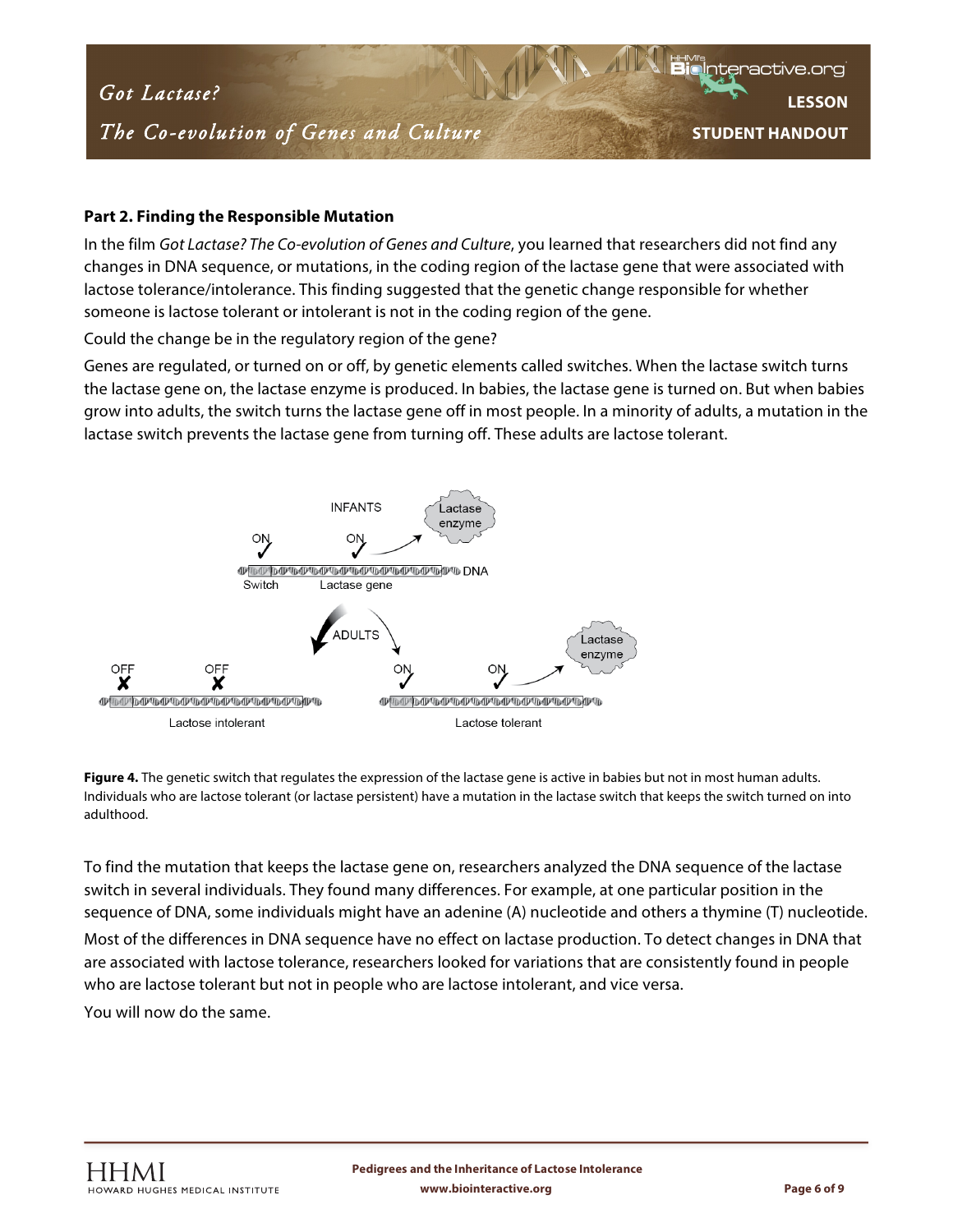### Part 2. Finding the Responsible Mutation

In the film *Got Lactase? The Co-evolution of Genes and Culture*, you learned that researchers did not find any changes in DNA sequence, or mutations, in the coding region of the lactase gene that were associated with lactose tolerance/intolerance. This finding suggested that the genetic change responsible for whether someone is lactose tolerant or intolerant is not in the coding region of the gene.

Could the change be in the regulatory region of the gene?

Genes are regulated, or turned on or off, by genetic elements called switches. When the lactase switch turns the lactase gene on, the lactase enzyme is produced. In babies, the lactase gene is turned on. But when babies grow into adults, the switch turns the lactase gene off in most people. In a minority of adults, a mutation in the lactase switch prevents the lactase gene from turning off. These adults are lactose tolerant.

**Figure 4.** The genetic switch that regulates the expression of the lactase gene is active in babies but not in most human adults. Individuals who are lactose tolerant (or lactase persistent) have a mutation in the lactase switch that keeps the switch turned on into adulthood.

To find the mutation that keeps the lactase gene on, researchers analyzed the DNA sequence of the lactase switch in several individuals. They found many differences. For example, at one particular position in the sequence of DNA, some individuals might have an adenine (A) nucleotide and others a thymine (T) nucleotide.

Most of the differences in DNA sequence have no effect on lactase production. To detect changes in DNA that are associated with lactose tolerance, researchers looked for variations that are consistently found in people who are lactose tolerant but not in people who are lactose intolerant, and vice versa.

You will now do the same.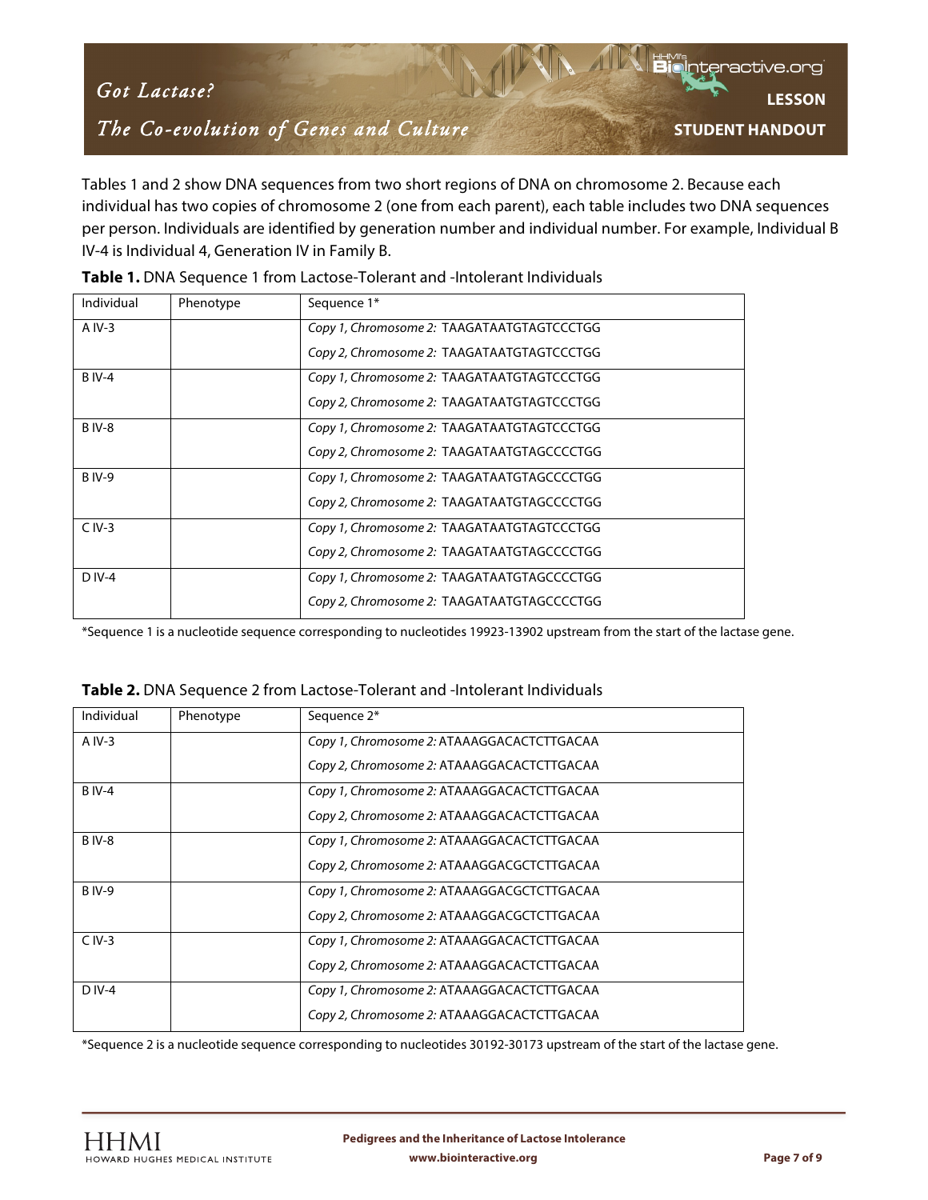Tables 1 and 2 show DNA sequences from two short regions of DNA on chromosome 2. Because each individual has two copies of chromosome 2 (one from each parent), each table includes two DNA sequences per person. Individuals are identified by generation number and individual number. For example, Individual B IV-4 is Individual 4, Generation IV in Family B.

**Table 1.** DNA Sequence 1 from Lactose-Tolerant and -Intolerant Individuals

| Individual | Phenotype | Sequence 1* |
|---|---|---|
| A IV-3 | | *Copy 1, Chromosome 2:* TAAGATAATGTAGTCCCTGG |
| | | *Copy 2, Chromosome 2:* TAAGATAATGTAGTCCCTGG |
| B IV-4 | | *Copy 1, Chromosome 2:* TAAGATAATGTAGTCCCTGG |
| | | *Copy 2, Chromosome 2:* TAAGATAATGTAGTCCCTGG |
| B IV-8 | | *Copy 1, Chromosome 2:* TAAGATAATGTAGTCCCTGG |
| | | *Copy 2, Chromosome 2:* TAAGATAATGTAGCCCCTGG |
| B IV-9 | | *Copy 1, Chromosome 2:* TAAGATAATGTAGCCCCTGG |
| | | *Copy 2, Chromosome 2:* TAAGATAATGTAGCCCCTGG |
| C IV-3 | | *Copy 1, Chromosome 2:* TAAGATAATGTAGTCCCTGG |
| | | *Copy 2, Chromosome 2:* TAAGATAATGTAGCCCCTGG |
| D IV-4 | | *Copy 1, Chromosome 2:* TAAGATAATGTAGCCCCTGG |
| | | *Copy 2, Chromosome 2:* TAAGATAATGTAGCCCCTGG |

*Sequence 1 is a nucleotide sequence corresponding to nucleotides 19923-13902 upstream from the start of the lactase gene.

**Table 2.** DNA Sequence 2 from Lactose-Tolerant and -Intolerant Individuals

| Individual | Phenotype | Sequence 2* |
|---|---|---|
| A IV-3 | | *Copy 1, Chromosome 2:* ATAAAGGACACTCTTGACAA |
| | | *Copy 2, Chromosome 2:* ATAAAGGACACTCTTGACAA |
| B IV-4 | | *Copy 1, Chromosome 2:* ATAAAGGACACTCTTGACAA |
| | | *Copy 2, Chromosome 2:* ATAAAGGACACTCTTGACAA |
| B IV-8 | | *Copy 1, Chromosome 2:* ATAAAGGACACTCTTGACAA |
| | | *Copy 2, Chromosome 2:* ATAAAGGACGCTCTTGACAA |
| B IV-9 | | *Copy 1, Chromosome 2:* ATAAAGGACGCTCTTGACAA |
| | | *Copy 2, Chromosome 2:* ATAAAGGACGCTCTTGACAA |
| C IV-3 | | *Copy 1, Chromosome 2:* ATAAAGGACACTCTTGACAA |
| | | *Copy 2, Chromosome 2:* ATAAAGGACACTCTTGACAA |
| D IV-4 | | *Copy 1, Chromosome 2:* ATAAAGGACACTCTTGACAA |
| | | *Copy 2, Chromosome 2:* ATAAAGGACACTCTTGACAA |

*Sequence 2 is a nucleotide sequence corresponding to nucleotides 30192-30173 upstream of the start of the lactase gene.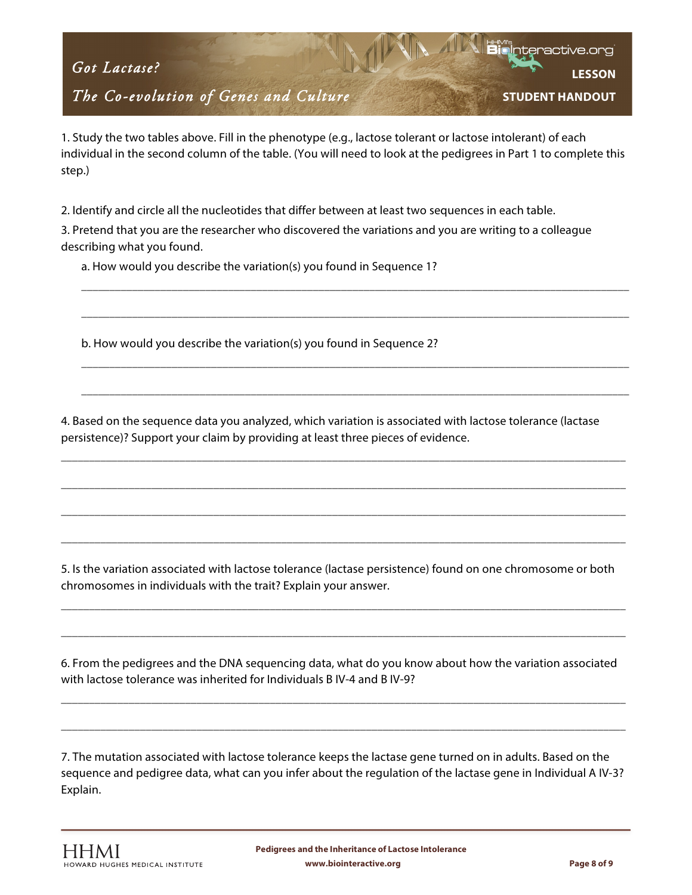1. Study the two tables above. Fill in the phenotype (e.g., lactose tolerant or lactose intolerant) of each individual in the second column of the table. (You will need to look at the pedigrees in Part 1 to complete this step.)

2. Identify and circle all the nucleotides that differ between at least two sequences in each table.

3. Pretend that you are the researcher who discovered the variations and you are writing to a colleague describing what you found.

   a. How would you describe the variation(s) you found in Sequence 1?

   ______________________________________________________________________________

   ______________________________________________________________________________

   b. How would you describe the variation(s) you found in Sequence 2?

   ______________________________________________________________________________

   ______________________________________________________________________________

4. Based on the sequence data you analyzed, which variation is associated with lactose tolerance (lactase persistence)? Support your claim by providing at least three pieces of evidence.

______________________________________________________________________________

______________________________________________________________________________

______________________________________________________________________________

______________________________________________________________________________

5. Is the variation associated with lactose tolerance (lactase persistence) found on one chromosome or both chromosomes in individuals with the trait? Explain your answer.

______________________________________________________________________________

______________________________________________________________________________

6. From the pedigrees and the DNA sequencing data, what do you know about how the variation associated with lactose tolerance was inherited for Individuals B IV-4 and B IV-9?

______________________________________________________________________________

______________________________________________________________________________

7. The mutation associated with lactose tolerance keeps the lactase gene turned on in adults. Based on the sequence and pedigree data, what can you infer about the regulation of the lactase gene in Individual A IV-3? Explain.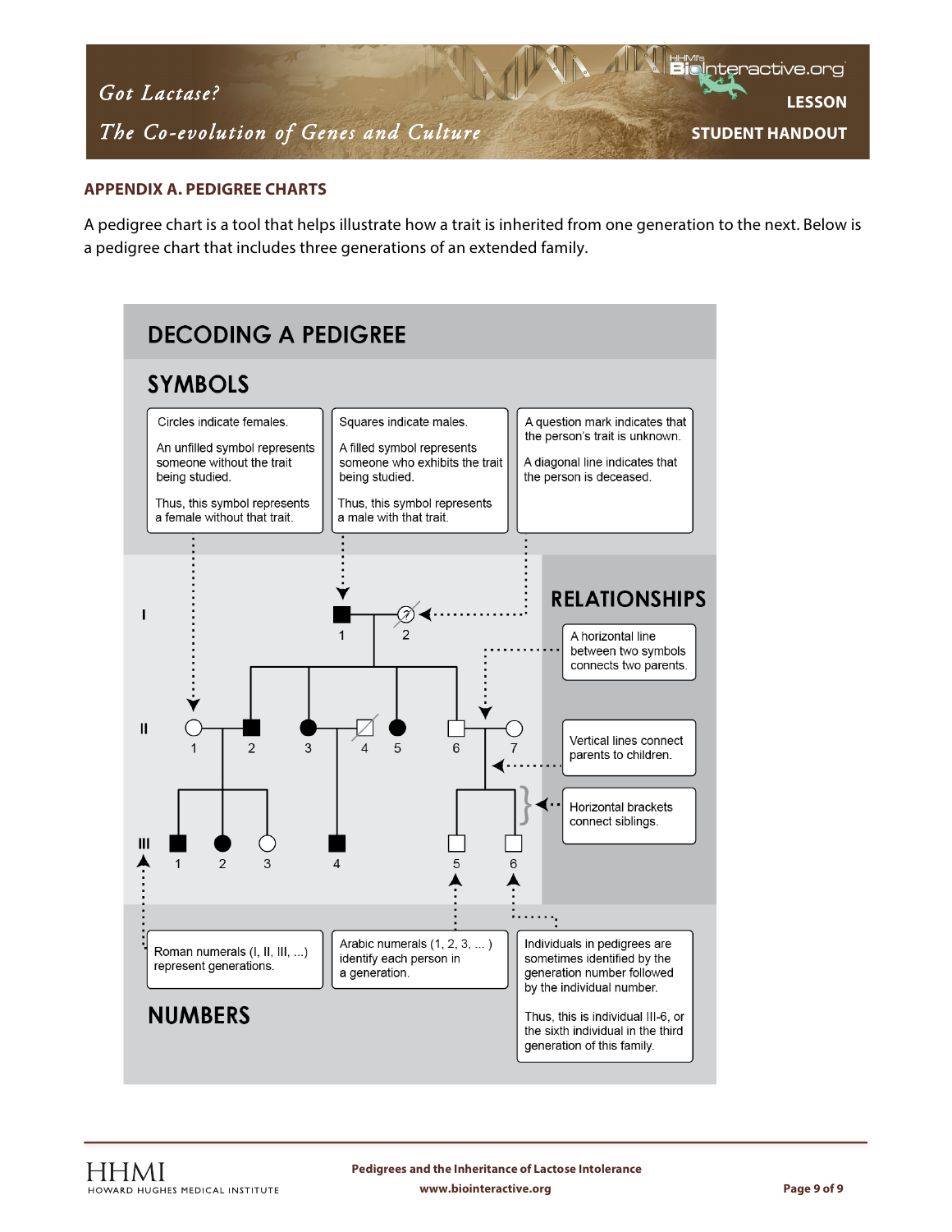## APPENDIX A. PEDIGREE CHARTS

A pedigree chart is a tool that helps illustrate how a trait is inherited from one generation to the next. Below is a pedigree chart that includes three generations of an extended family.

### DECODING A PEDIGREE

#### SYMBOLS

Circles indicate females.

An unfilled symbol represents someone without the trait being studied.

Thus, this symbol represents a female without that trait.

Squares indicate males.

A filled symbol represents someone who exhibits the trait being studied.

Thus, this symbol represents a male with that trait.

A question mark indicates that the person's trait is unknown.

A diagonal line indicates that the person is deceased.

#### RELATIONSHIPS

A horizontal line between two symbols connects two parents.

Vertical lines connect parents to children.

Horizontal brackets connect siblings.

I

1 2

II

1 2 3 4 5 6 7

III

1 2 3 4 5 6

#### NUMBERS

Roman numerals (I, II, III, ...) represent generations.

Arabic numerals (1, 2, 3, ... ) identify each person in a generation.

Individuals in pedigrees are sometimes identified by the generation number followed by the individual number.

Thus, this is individual III-6, or the sixth individual in the third generation of this family.